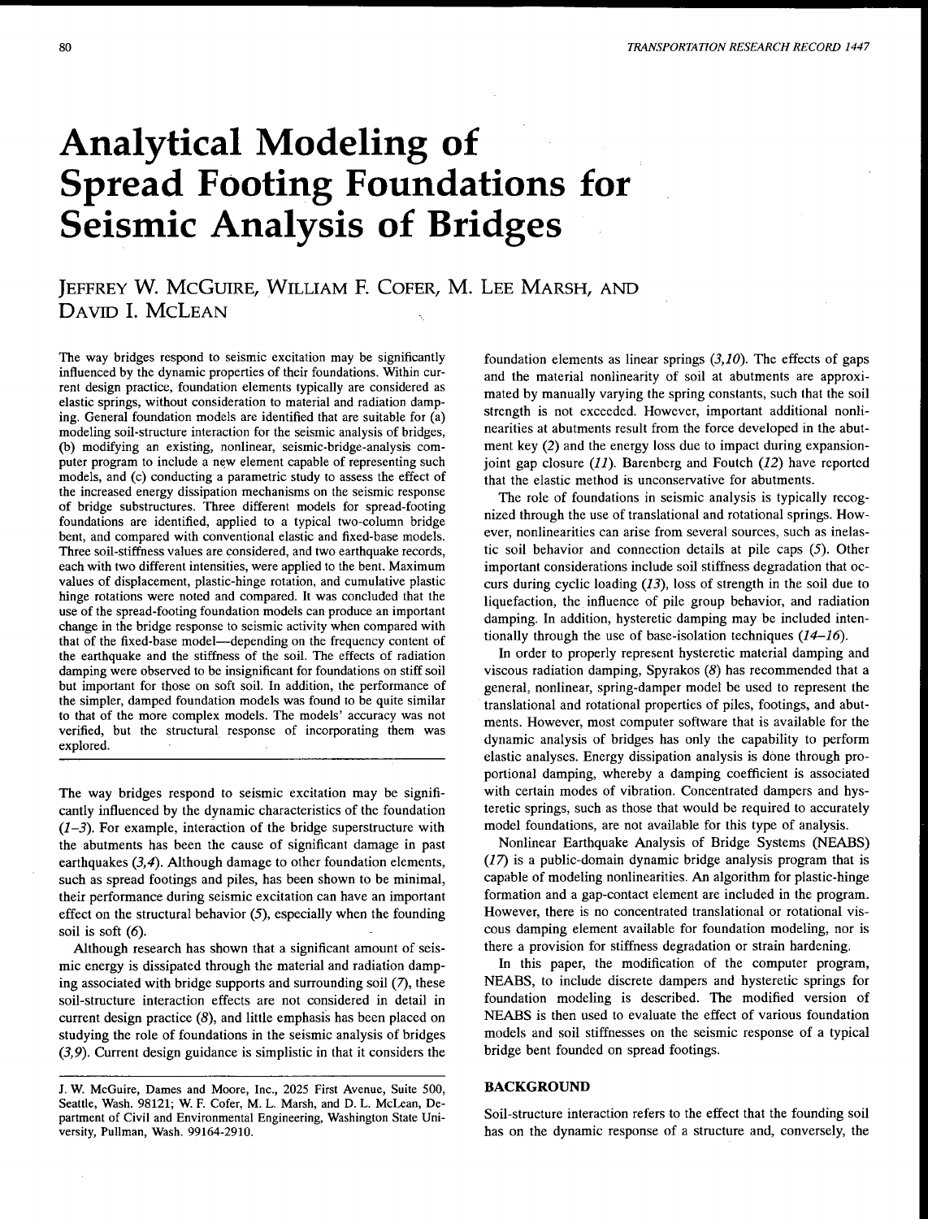# Analytical Modeling of Spread Footing Foundations for Seismic Analysis of Bridges

JEFFREY W. MCGUIRE, WILLIAM F. COFER, M. LEE MARSH, AND DAVID I. MCLEAN

The way bridges respond to seismic excitation may be significantly influenced by the dynamic properties of their foundations. Within current design practice, foundation elements typically are considered as elastic springs, without consideration to material and radiation damping. General foundation models are identified that are suitable for (a) modeling soil-structure interaction for the seismic analysis of bridges, (b) modifying an existing, nonlinear, seismic-bridge-analysis computer program to include a new element capable of representing such models, and (c) conducting a parametric study to assess the effect of the increased energy dissipation mechanisms on the seismic response of bridge substructures. Three different models for spread-footing foundations are identified, applied to a typical two-column bridge bent, and compared with conventional elastic and fixed-base models. Three soil-stiffness values are considered, and two earthquake records, each with two different intensities, were applied to the bent. Maximum values of displacement, plastic-hinge rotation, and cumulative plastic hinge rotations were noted and compared. It was concluded that the use of the spread-footing foundation models can produce an important change in the bridge response to seismic activity when compared with that of the fixed-base model—depending on the frequency content of the earthquake and the stiffness of the soil. The effects of radiation damping were observed to be insignificant for foundations on stiff soil but important for those on soft soil. In addition, the performance of the simpler, damped foundation models was found to be quite similar to that of the more complex models. The models' accuracy was not verified, but the structural response of incorporating them was explored.

The way bridges respond to seismic excitation may be significantly influenced by the dynamic characteristics of the foundation (1–3). For example, interaction of the bridge superstructure with the abutments has been the cause of significant damage in past earthquakes (3,4). Although damage to other foundation elements, such as spread footings and piles, has been shown to be minimal, their performance during seismic excitation can have an important effect on the structural behavior (5), especially when the founding soil is soft (6).

Although research has shown that a significant amount of seismic energy is dissipated through the material and radiation damping associated with bridge supports and surrounding soil (7), these soil-structure interaction effects are not considered in detail in current design practice (8), and little emphasis has been placed on studying the role of foundations in the seismic analysis of bridges (3,9). Current design guidance is simplistic in that it considers the foundation elements as linear springs (3,10). The effects of gaps and the material nonlinearity of soil at abutments are approximated by manually varying the spring constants, such that the soil strength is not exceeded. However, important additional nonlinearities at abutments result from the force developed in the abutment key (2) and the energy loss due to impact during expansion-joint gap closure (11). Barenberg and Foutch (12) have reported that the elastic method is unconservative for abutments.

The role of foundations in seismic analysis is typically recognized through the use of translational and rotational springs. However, nonlinearities can arise from several sources, such as inelastic soil behavior and connection details at pile caps (5). Other important considerations include soil stiffness degradation that occurs during cyclic loading (13), loss of strength in the soil due to liquefaction, the influence of pile group behavior, and radiation damping. In addition, hysteretic damping may be included intentionally through the use of base-isolation techniques (14–16).

In order to properly represent hysteretic material damping and viscous radiation damping, Spyrakos (8) has recommended that a general, nonlinear, spring-damper model be used to represent the translational and rotational properties of piles, footings, and abutments. However, most computer software that is available for the dynamic analysis of bridges has only the capability to perform elastic analyses. Energy dissipation analysis is done through proportional damping, whereby a damping coefficient is associated with certain modes of vibration. Concentrated dampers and hysteretic springs, such as those that would be required to accurately model foundations, are not available for this type of analysis.

Nonlinear Earthquake Analysis of Bridge Systems (NEABS) (17) is a public-domain dynamic bridge analysis program that is capable of modeling nonlinearities. An algorithm for plastic-hinge formation and a gap-contact element are included in the program. However, there is no concentrated translational or rotational viscous damping element available for foundation modeling, nor is there a provision for stiffness degradation or strain hardening.

In this paper, the modification of the computer program, NEABS, to include discrete dampers and hysteretic springs for foundation modeling is described. The modified version of NEABS is then used to evaluate the effect of various foundation models and soil stiffnesses on the seismic response of a typical bridge bent founded on spread footings.

## BACKGROUND

Soil-structure interaction refers to the effect that the founding soil has on the dynamic response of a structure and, conversely, the

J. W. McGuire, Dames and Moore, Inc., 2025 First Avenue, Suite 500, Seattle, Wash. 98121; W. F. Cofer, M. L. Marsh, and D. L. McLean, Department of Civil and Environmental Engineering, Washington State University, Pullman, Wash. 99164-2910.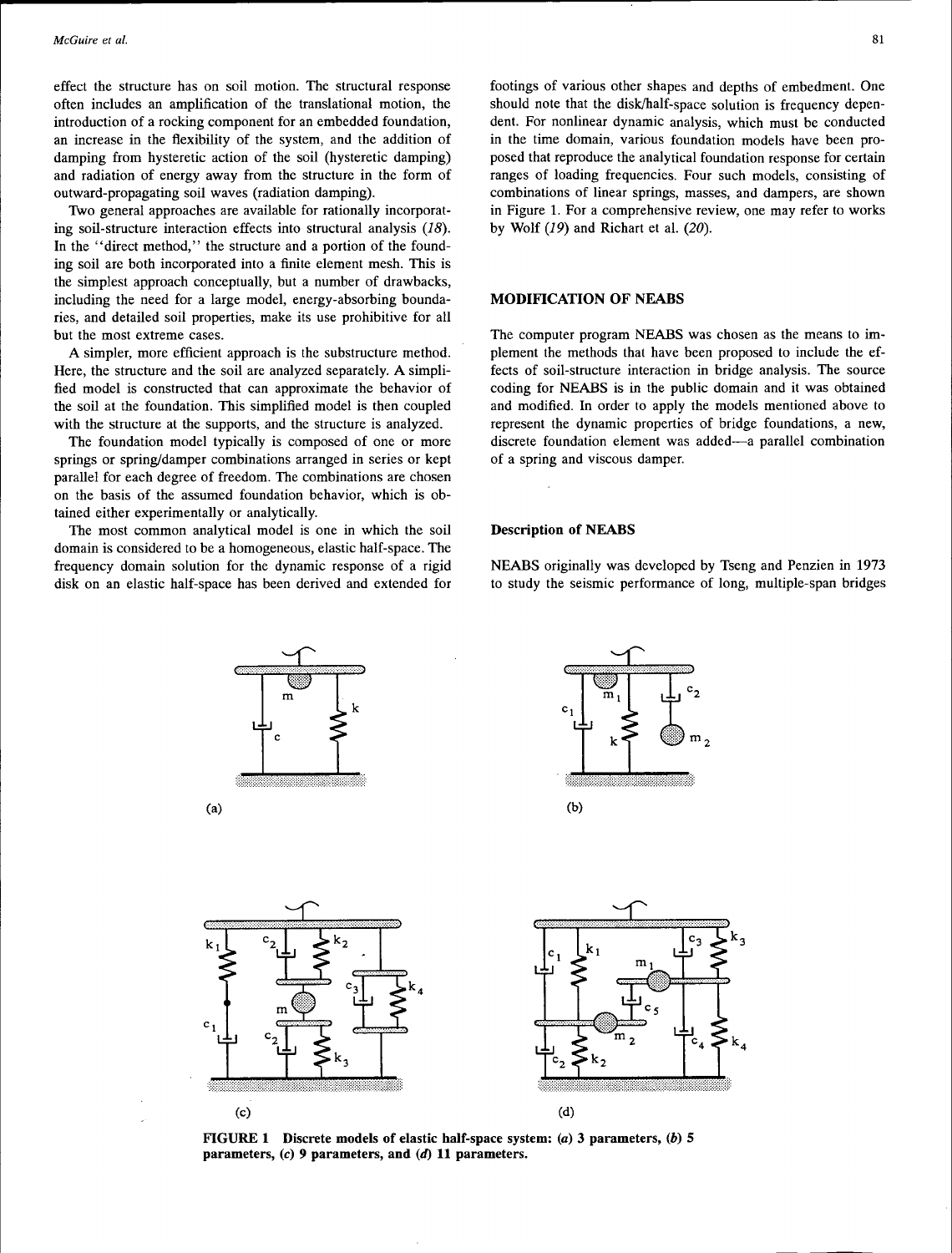effect the structure has on soil motion. The structural response often includes an amplification of the translational motion, the introduction of a rocking component for an embedded foundation, an increase in the flexibility of the system, and the addition of damping from hysteretic action of the soil (hysteretic damping) and radiation of energy away from the structure in the form of outward-propagating soil waves (radiation damping).

Two general approaches are available for rationally incorporating soil-structure interaction effects into structural analysis (*18*). In the "direct method," the structure and a portion of the founding soil are both incorporated into a finite element mesh. This is the simplest approach conceptually, but a number of drawbacks, including the need for a large model, energy-absorbing boundaries, and detailed soil properties, make its use prohibitive for all but the most extreme cases.

A simpler, more efficient approach is the substructure method. Here, the structure and the soil are analyzed separately. A simplified model is constructed that can approximate the behavior of the soil at the foundation. This simplified model is then coupled with the structure at the supports, and the structure is analyzed.

The foundation model typically is composed of one or more springs or spring/damper combinations arranged in series or kept parallel for each degree of freedom. The combinations are chosen on the basis of the assumed foundation behavior, which is obtained either experimentally or analytically.

The most common analytical model is one in which the soil domain is considered to be a homogeneous, elastic half-space. The frequency domain solution for the dynamic response of a rigid disk on an elastic half-space has been derived and extended for footings of various other shapes and depths of embedment. One should note that the disk/half-space solution is frequency dependent. For nonlinear dynamic analysis, which must be conducted in the time domain, various foundation models have been proposed that reproduce the analytical foundation response for certain ranges of loading frequencies. Four such models, consisting of combinations of linear springs, masses, and dampers, are shown in Figure 1. For a comprehensive review, one may refer to works by Wolf (*19*) and Richart et al. (*20*).

## MODIFICATION OF NEABS

The computer program NEABS was chosen as the means to implement the methods that have been proposed to include the effects of soil-structure interaction in bridge analysis. The source coding for NEABS is in the public domain and it was obtained and modified. In order to apply the models mentioned above to represent the dynamic properties of bridge foundations, a new, discrete foundation element was added—a parallel combination of a spring and viscous damper.

### Description of NEABS

NEABS originally was developed by Tseng and Penzien in 1973 to study the seismic performance of long, multiple-span bridges

**FIGURE 1 Discrete models of elastic half-space system: (*a*) 3 parameters, (*b*) 5 parameters, (*c*) 9 parameters, and (*d*) 11 parameters.**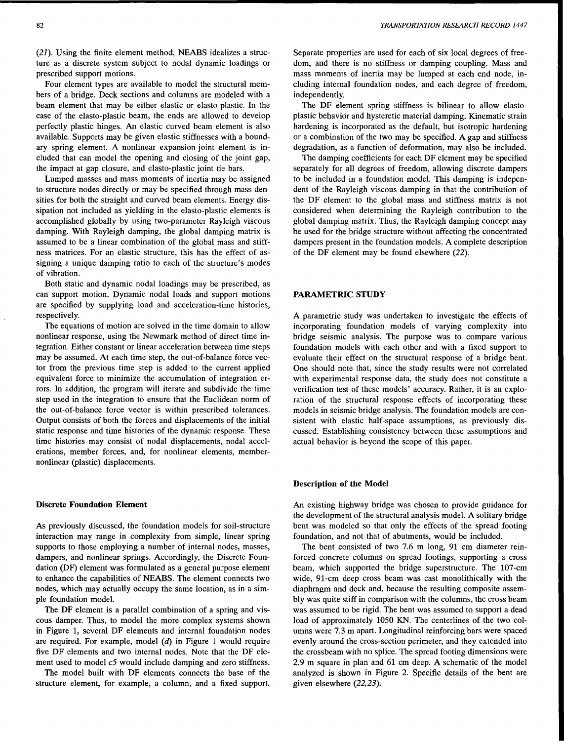(21). Using the finite element method, NEABS idealizes a structure as a discrete system subject to nodal dynamic loadings or prescribed support motions.

Four element types are available to model the structural members of a bridge. Deck sections and columns are modeled with a beam element that may be either elastic or elasto-plastic. In the case of the elasto-plastic beam, the ends are allowed to develop perfectly plastic hinges. An elastic curved beam element is also available. Supports may be given elastic stiffnesses with a boundary spring element. A nonlinear expansion-joint element is included that can model the opening and closing of the joint gap, the impact at gap closure, and elasto-plastic joint tie bars.

Lumped masses and mass moments of inertia may be assigned to structure nodes directly or may be specified through mass densities for both the straight and curved beam elements. Energy dissipation not included as yielding in the elasto-plastic elements is accomplished globally by using two-parameter Rayleigh viscous damping. With Rayleigh damping, the global damping matrix is assumed to be a linear combination of the global mass and stiffness matrices. For an elastic structure, this has the effect of assigning a unique damping ratio to each of the structure's modes of vibration.

Both static and dynamic nodal loadings may be prescribed, as can support motion. Dynamic nodal loads and support motions are specified by supplying load and acceleration-time histories, respectively.

The equations of motion are solved in the time domain to allow nonlinear response, using the Newmark method of direct time integration. Either constant or linear acceleration between time steps may be assumed. At each time step, the out-of-balance force vector from the previous time step is added to the current applied equivalent force to minimize the accumulation of integration errors. In addition, the program will iterate and subdivide the time step used in the integration to ensure that the Euclidean norm of the out-of-balance force vector is within prescribed tolerances. Output consists of both the forces and displacements of the initial static response and time histories of the dynamic response. These time histories may consist of nodal displacements, nodal accelerations, member forces, and, for nonlinear elements, member-nonlinear (plastic) displacements.

### Discrete Foundation Element

As previously discussed, the foundation models for soil-structure interaction may range in complexity from simple, linear spring supports to those employing a number of internal nodes, masses, dampers, and nonlinear springs. Accordingly, the Discrete Foundation (DF) element was formulated as a general purpose element to enhance the capabilities of NEABS. The element connects two nodes, which may actually occupy the same location, as in a simple foundation model.

The DF element is a parallel combination of a spring and viscous damper. Thus, to model the more complex systems shown in Figure 1, several DF elements and internal foundation nodes are required. For example, model (*d*) in Figure 1 would require five DF elements and two internal nodes. Note that the DF element used to model $c5$ would include damping and zero stiffness.

The model built with DF elements connects the base of the structure element, for example, a column, and a fixed support. Separate properties are used for each of six local degrees of freedom, and there is no stiffness or damping coupling. Mass and mass moments of inertia may be lumped at each end node, including internal foundation nodes, and each degree of freedom, independently.

The DF element spring stiffness is bilinear to allow elasto-plastic behavior and hysteretic material damping. Kinematic strain hardening is incorporated as the default, but isotropic hardening or a combination of the two may be specified. A gap and stiffness degradation, as a function of deformation, may also be included.

The damping coefficients for each DF element may be specified separately for all degrees of freedom, allowing discrete dampers to be included in a foundation model. This damping is independent of the Rayleigh viscous damping in that the contribution of the DF element to the global mass and stiffness matrix is not considered when determining the Rayleigh contribution to the global damping matrix. Thus, the Rayleigh damping concept may be used for the bridge structure without affecting the concentrated dampers present in the foundation models. A complete description of the DF element may be found elsewhere (22).

## PARAMETRIC STUDY

A parametric study was undertaken to investigate the effects of incorporating foundation models of varying complexity into bridge seismic analysis. The purpose was to compare various foundation models with each other and with a fixed support to evaluate their effect on the structural response of a bridge bent. One should note that, since the study results were not correlated with experimental response data, the study does not constitute a verification test of these models' accuracy. Rather, it is an exploration of the structural response effects of incorporating these models in seismic bridge analysis. The foundation models are consistent with elastic half-space assumptions, as previously discussed. Establishing consistency between these assumptions and actual behavior is beyond the scope of this paper.

### Description of the Model

An existing highway bridge was chosen to provide guidance for the development of the structural analysis model. A solitary bridge bent was modeled so that only the effects of the spread footing foundation, and not that of abutments, would be included.

The bent consisted of two 7.6 m long, 91 cm diameter reinforced concrete columns on spread footings, supporting a cross beam, which supported the bridge superstructure. The 107-cm wide, 91-cm deep cross beam was cast monolithically with the diaphragm and deck and, because the resulting composite assembly was quite stiff in comparison with the columns, the cross beam was assumed to be rigid. The bent was assumed to support a dead load of approximately 1050 KN. The centerlines of the two columns were 7.3 m apart. Longitudinal reinforcing bars were spaced evenly around the cross-section perimeter, and they extended into the crossbeam with no splice. The spread footing dimensions were 2.9 m square in plan and 61 cm deep. A schematic of the model analyzed is shown in Figure 2. Specific details of the bent are given elsewhere (22,23).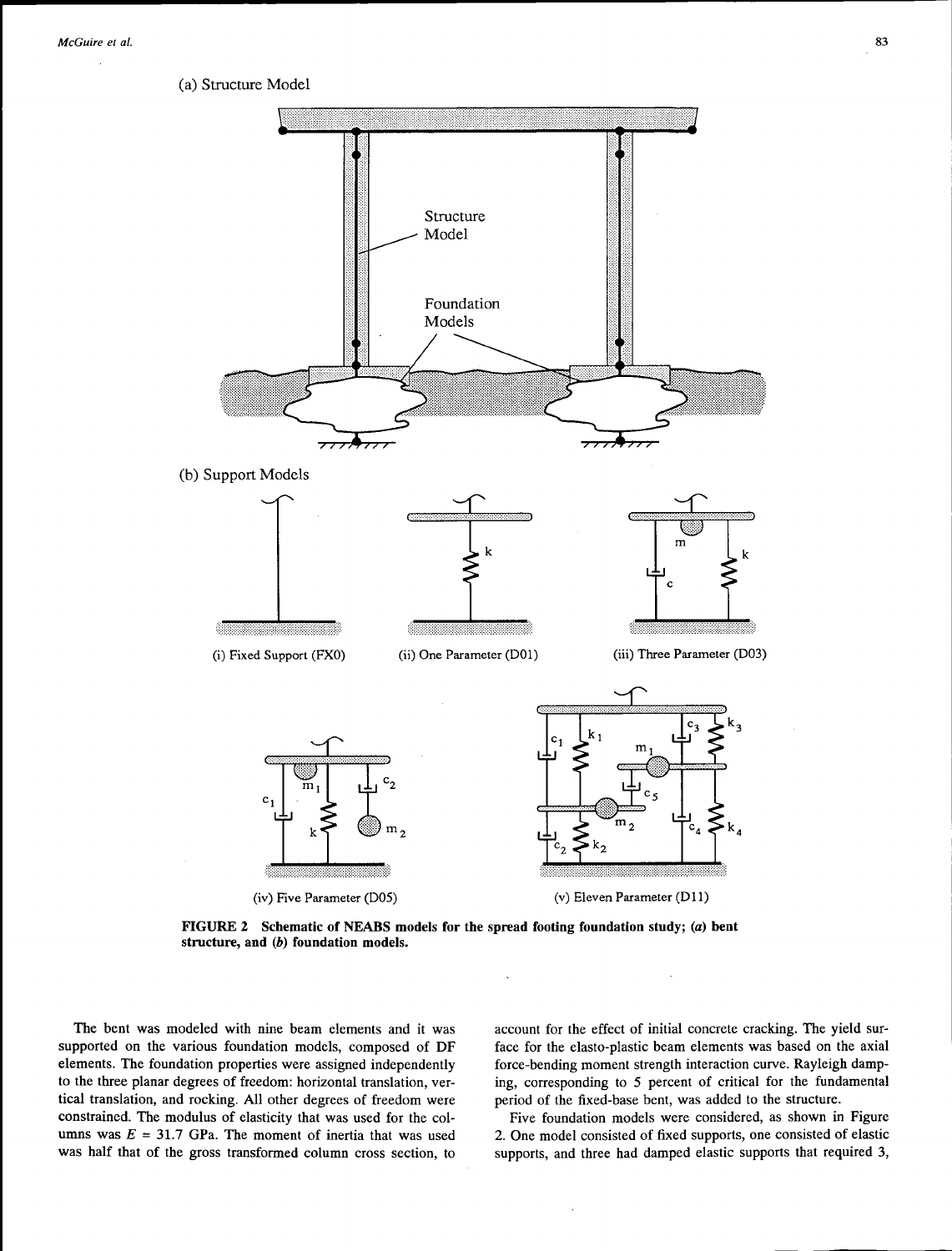FIGURE 2 Schematic of NEABS models for the spread footing foundation study; (a) bent structure, and (b) foundation models.

The bent was modeled with nine beam elements and it was supported on the various foundation models, composed of DF elements. The foundation properties were assigned independently to the three planar degrees of freedom: horizontal translation, vertical translation, and rocking. All other degrees of freedom were constrained. The modulus of elasticity that was used for the columns was $E = 31.7$ GPa. The moment of inertia that was used was half that of the gross transformed column cross section, to account for the effect of initial concrete cracking. The yield surface for the elasto-plastic beam elements was based on the axial force-bending moment strength interaction curve. Rayleigh damping, corresponding to 5 percent of critical for the fundamental period of the fixed-base bent, was added to the structure.

Five foundation models were considered, as shown in Figure 2. One model consisted of fixed supports, one consisted of elastic supports, and three had damped elastic supports that required 3,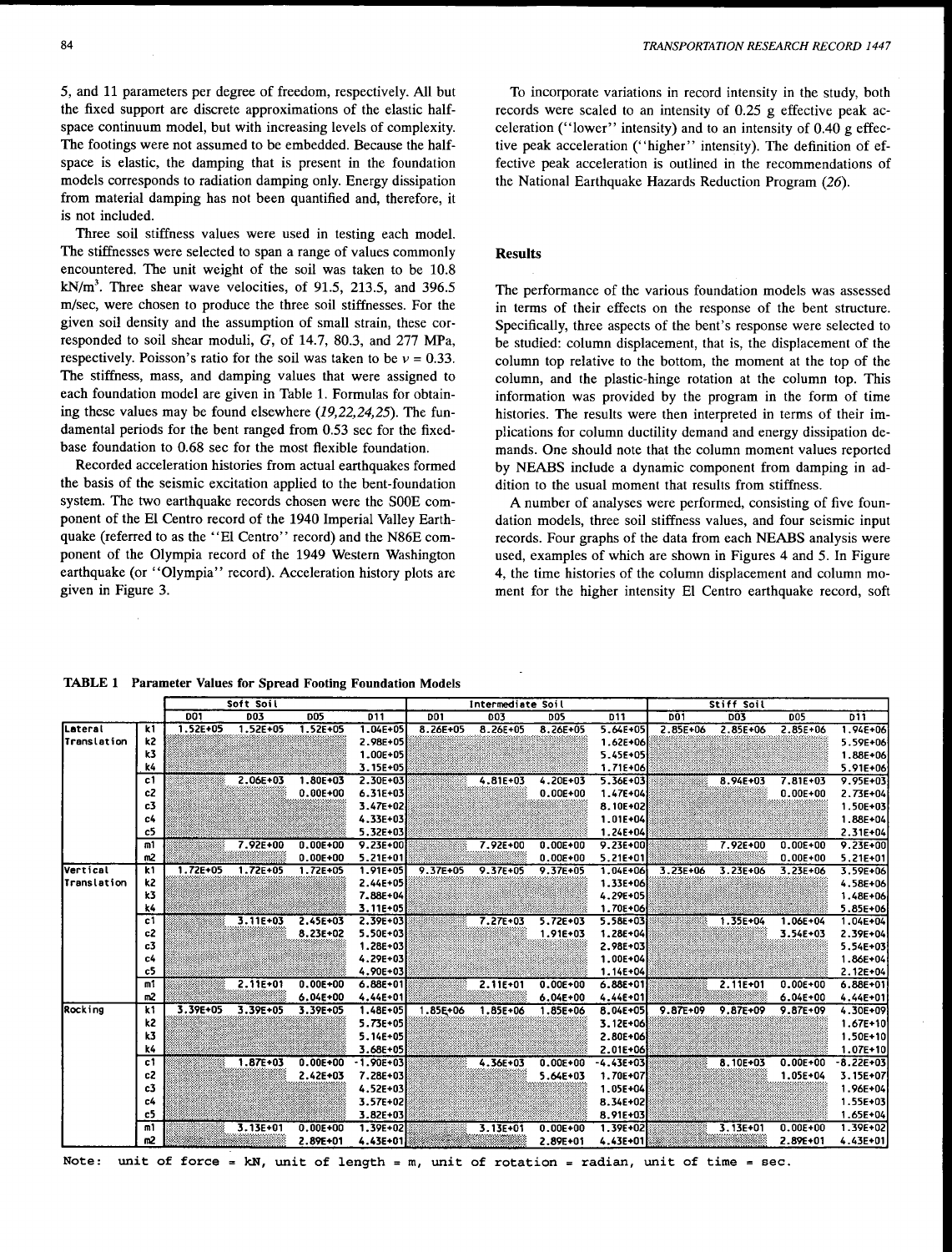5, and 11 parameters per degree of freedom, respectively. All but the fixed support are discrete approximations of the elastic half-space continuum model, but with increasing levels of complexity. The footings were not assumed to be embedded. Because the half-space is elastic, the damping that is present in the foundation models corresponds to radiation damping only. Energy dissipation from material damping has not been quantified and, therefore, it is not included.

Three soil stiffness values were used in testing each model. The stiffnesses were selected to span a range of values commonly encountered. The unit weight of the soil was taken to be 10.8 kN/m$^3$. Three shear wave velocities, of 91.5, 213.5, and 396.5 m/sec, were chosen to produce the three soil stiffnesses. For the given soil density and the assumption of small strain, these corresponded to soil shear moduli, $G$, of 14.7, 80.3, and 277 MPa, respectively. Poisson's ratio for the soil was taken to be $\nu = 0.33$. The stiffness, mass, and damping values that were assigned to each foundation model are given in Table 1. Formulas for obtaining these values may be found elsewhere (*19,22,24,25*). The fundamental periods for the bent ranged from 0.53 sec for the fixed-base foundation to 0.68 sec for the most flexible foundation.

Recorded acceleration histories from actual earthquakes formed the basis of the seismic excitation applied to the bent-foundation system. The two earthquake records chosen were the S00E component of the El Centro record of the 1940 Imperial Valley Earthquake (referred to as the "El Centro" record) and the N86E component of the Olympia record of the 1949 Western Washington earthquake (or "Olympia" record). Acceleration history plots are given in Figure 3.

To incorporate variations in record intensity in the study, both records were scaled to an intensity of 0.25 g effective peak acceleration ("lower" intensity) and to an intensity of 0.40 g effective peak acceleration ("higher" intensity). The definition of effective peak acceleration is outlined in the recommendations of the National Earthquake Hazards Reduction Program (*26*).

## Results

The performance of the various foundation models was assessed in terms of their effects on the response of the bent structure. Specifically, three aspects of the bent's response were selected to be studied: column displacement, that is, the displacement of the column top relative to the bottom, the moment at the top of the column, and the plastic-hinge rotation at the column top. This information was provided by the program in the form of time histories. The results were then interpreted in terms of their implications for column ductility demand and energy dissipation demands. One should note that the column moment values reported by NEABS include a dynamic component from damping in addition to the usual moment that results from stiffness.

A number of analyses were performed, consisting of five foundation models, three soil stiffness values, and four seismic input records. Four graphs of the data from each NEABS analysis were used, examples of which are shown in Figures 4 and 5. In Figure 4, the time histories of the column displacement and column moment for the higher intensity El Centro earthquake record, soft

**TABLE 1 Parameter Values for Spread Footing Foundation Models**

| | | Soft Soil | | | | Intermediate Soil | | | | Stiff Soil | | | |
|---|---|---|---|---|---|---|---|---|---|---|---|---|---|
| | | D01 | D03 | D05 | D11 | D01 | D03 | D05 | D11 | D01 | D03 | D05 | D11 |
| Lateral Translation | k1 | 1.52E+05 | 1.52E+05 | 1.52E+05 | 1.04E+05 | 8.26E+05 | 8.26E+05 | 8.26E+05 | 5.64E+05 | 2.85E+06 | 2.85E+06 | 2.85E+06 | 1.94E+06 |
| | k2 | | | | 2.98E+05 | | | | 1.62E+06 | | | | 5.59E+06 |
| | k3 | | | | 1.00E+05 | | | | 5.45E+05 | | | | 1.88E+06 |
| | k4 | | | | 3.15E+05 | | | | 1.71E+06 | | | | 5.91E+06 |
| | c1 | | 2.06E+03 | 1.80E+03 | 2.30E+03 | | 4.81E+03 | 4.20E+03 | 5.36E+03 | | 8.94E+03 | 7.81E+03 | 9.95E+03 |
| | c2 | | | 0.00E+00 | 6.31E+03 | | | 0.00E+00 | 1.47E+04 | | | 0.00E+00 | 2.73E+04 |
| | c3 | | | | 3.47E+02 | | | | 8.10E+02 | | | | 1.50E+03 |
| | c4 | | | | 4.33E+03 | | | | 1.01E+04 | | | | 1.88E+04 |
| | c5 | | | | 5.32E+03 | | | | 1.24E+04 | | | | 2.31E+04 |
| | m1 | | 7.92E+00 | 0.00E+00 | 9.23E+00 | | 7.92E+00 | 0.00E+00 | 9.23E+00 | | 7.92E+00 | 0.00E+00 | 9.23E+00 |
| | m2 | | | 0.00E+00 | 5.21E+01 | | | 0.00E+00 | 5.21E+01 | | | 0.00E+00 | 5.21E+01 |
| Vertical Translation | k1 | 1.72E+05 | 1.72E+05 | 1.72E+05 | 1.91E+05 | 9.37E+05 | 9.37E+05 | 9.37E+05 | 1.04E+06 | 3.23E+06 | 3.23E+06 | 3.23E+06 | 3.59E+06 |
| | k2 | | | | 2.44E+05 | | | | 1.33E+06 | | | | 4.58E+06 |
| | k3 | | | | 7.88E+04 | | | | 4.29E+05 | | | | 1.48E+06 |
| | k4 | | | | 3.11E+05 | | | | 1.70E+06 | | | | 5.85E+06 |
| | c1 | | 3.11E+03 | 2.45E+03 | 2.39E+03 | | 7.27E+03 | 5.72E+03 | 5.58E+03 | | 1.35E+04 | 1.06E+04 | 1.04E+04 |
| | c2 | | | 8.23E+02 | 5.50E+03 | | | 1.91E+03 | 1.28E+04 | | | 3.54E+03 | 2.39E+04 |
| | c3 | | | | 1.28E+03 | | | | 2.98E+03 | | | | 5.54E+03 |
| | c4 | | | | 4.29E+03 | | | | 1.00E+04 | | | | 1.86E+04 |
| | c5 | | | | 4.90E+03 | | | | 1.14E+04 | | | | 2.12E+04 |
| | m1 | | 2.11E+01 | 0.00E+00 | 6.88E+01 | | 2.11E+01 | 0.00E+00 | 6.88E+01 | | 2.11E+01 | 0.00E+00 | 6.88E+01 |
| | m2 | | | 6.04E+00 | 4.44E+01 | | | 6.04E+00 | 4.44E+01 | | | 6.04E+00 | 4.44E+01 |
| Rocking | k1 | 3.39E+05 | 3.39E+05 | 3.39E+05 | 1.48E+05 | 1.85E+06 | 1.85E+06 | 1.85E+06 | 8.04E+05 | 9.87E+09 | 9.87E+09 | 9.87E+09 | 4.30E+09 |
| | k2 | | | | 5.73E+05 | | | | 3.12E+06 | | | | 1.67E+10 |
| | k3 | | | | 5.14E+05 | | | | 2.80E+06 | | | | 1.50E+10 |
| | k4 | | | | 3.68E+05 | | | | 2.01E+06 | | | | 1.07E+10 |
| | c1 | | 1.87E+03 | 0.00E+00 | -1.90E+03 | | 4.36E+03 | 0.00E+00 | -4.43E+03 | | 8.10E+03 | 0.00E+00 | -8.22E+03 |
| | c2 | | | 2.42E+03 | 7.28E+03 | | | 5.64E+03 | 1.70E+07 | | | 1.05E+04 | 3.15E+07 |
| | c3 | | | | 4.52E+03 | | | | 1.05E+04 | | | | 1.96E+04 |
| | c4 | | | | 3.57E+02 | | | | 8.34E+02 | | | | 1.55E+03 |
| | c5 | | | | 3.82E+03 | | | | 8.91E+03 | | | | 1.65E+04 |
| | m1 | | 3.13E+01 | 0.00E+00 | 1.39E+02 | | 3.13E+01 | 0.00E+00 | 1.39E+02 | | 3.13E+01 | 0.00E+00 | 1.39E+02 |
| | m2 | | | 2.89E+01 | 4.43E+01 | | | 2.89E+01 | 4.43E+01 | | | 2.89E+01 | 4.43E+01 |

Note: unit of force = kN, unit of length = m, unit of rotation = radian, unit of time = sec.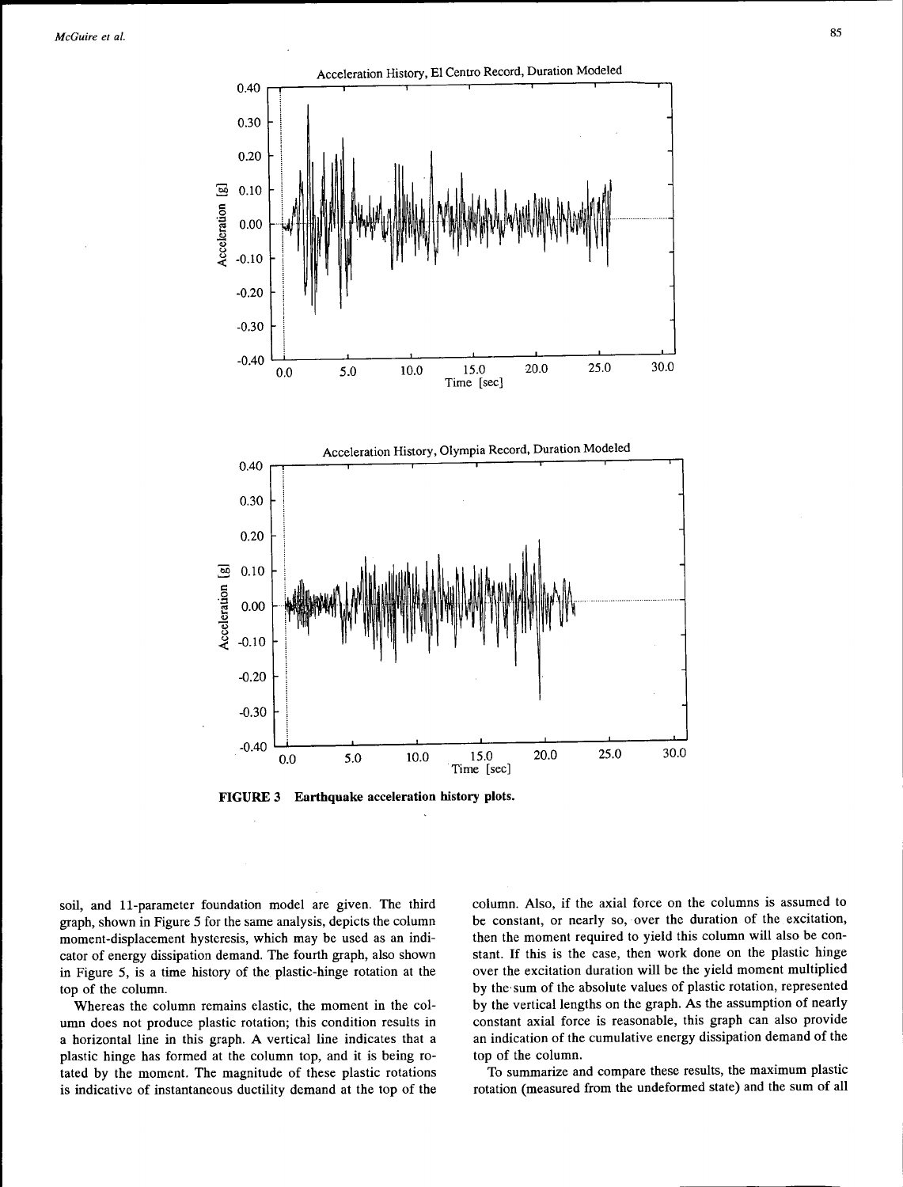FIGURE 3 Earthquake acceleration history plots.

soil, and 11-parameter foundation model are given. The third graph, shown in Figure 5 for the same analysis, depicts the column moment-displacement hysteresis, which may be used as an indicator of energy dissipation demand. The fourth graph, also shown in Figure 5, is a time history of the plastic-hinge rotation at the top of the column.

Whereas the column remains elastic, the moment in the column does not produce plastic rotation; this condition results in a horizontal line in this graph. A vertical line indicates that a plastic hinge has formed at the column top, and it is being rotated by the moment. The magnitude of these plastic rotations is indicative of instantaneous ductility demand at the top of the column. Also, if the axial force on the columns is assumed to be constant, or nearly so, over the duration of the excitation, then the moment required to yield this column will also be constant. If this is the case, then work done on the plastic hinge over the excitation duration will be the yield moment multiplied by the sum of the absolute values of plastic rotation, represented by the vertical lengths on the graph. As the assumption of nearly constant axial force is reasonable, this graph can also provide an indication of the cumulative energy dissipation demand of the top of the column.

To summarize and compare these results, the maximum plastic rotation (measured from the undeformed state) and the sum of all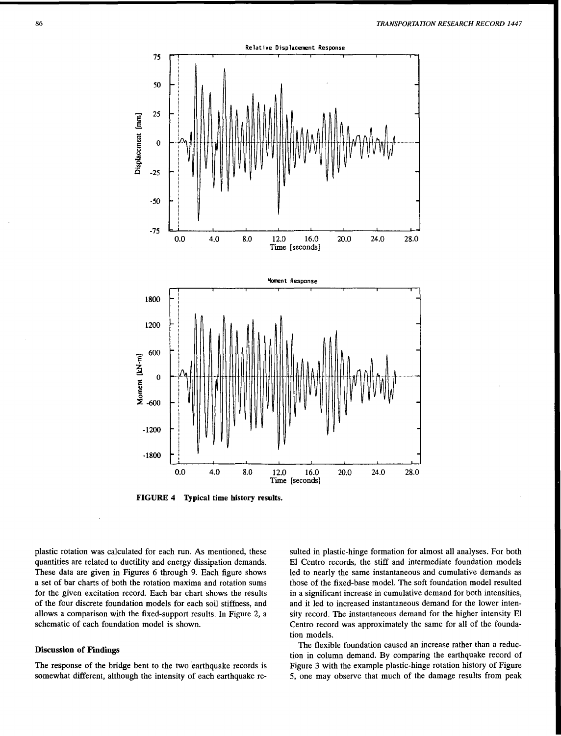FIGURE 4 Typical time history results.

plastic rotation was calculated for each run. As mentioned, these quantities are related to ductility and energy dissipation demands. These data are given in Figures 6 through 9. Each figure shows a set of bar charts of both the rotation maxima and rotation sums for the given excitation record. Each bar chart shows the results of the four discrete foundation models for each soil stiffness, and allows a comparison with the fixed-support results. In Figure 2, a schematic of each foundation model is shown.

### Discussion of Findings

The response of the bridge bent to the two earthquake records is somewhat different, although the intensity of each earthquake resulted in plastic-hinge formation for almost all analyses. For both El Centro records, the stiff and intermediate foundation models led to nearly the same instantaneous and cumulative demands as those of the fixed-base model. The soft foundation model resulted in a significant increase in cumulative demand for both intensities, and it led to increased instantaneous demand for the lower intensity record. The instantaneous demand for the higher intensity El Centro record was approximately the same for all of the foundation models.

The flexible foundation caused an increase rather than a reduction in column demand. By comparing the earthquake record of Figure 3 with the example plastic-hinge rotation history of Figure 5, one may observe that much of the damage results from peak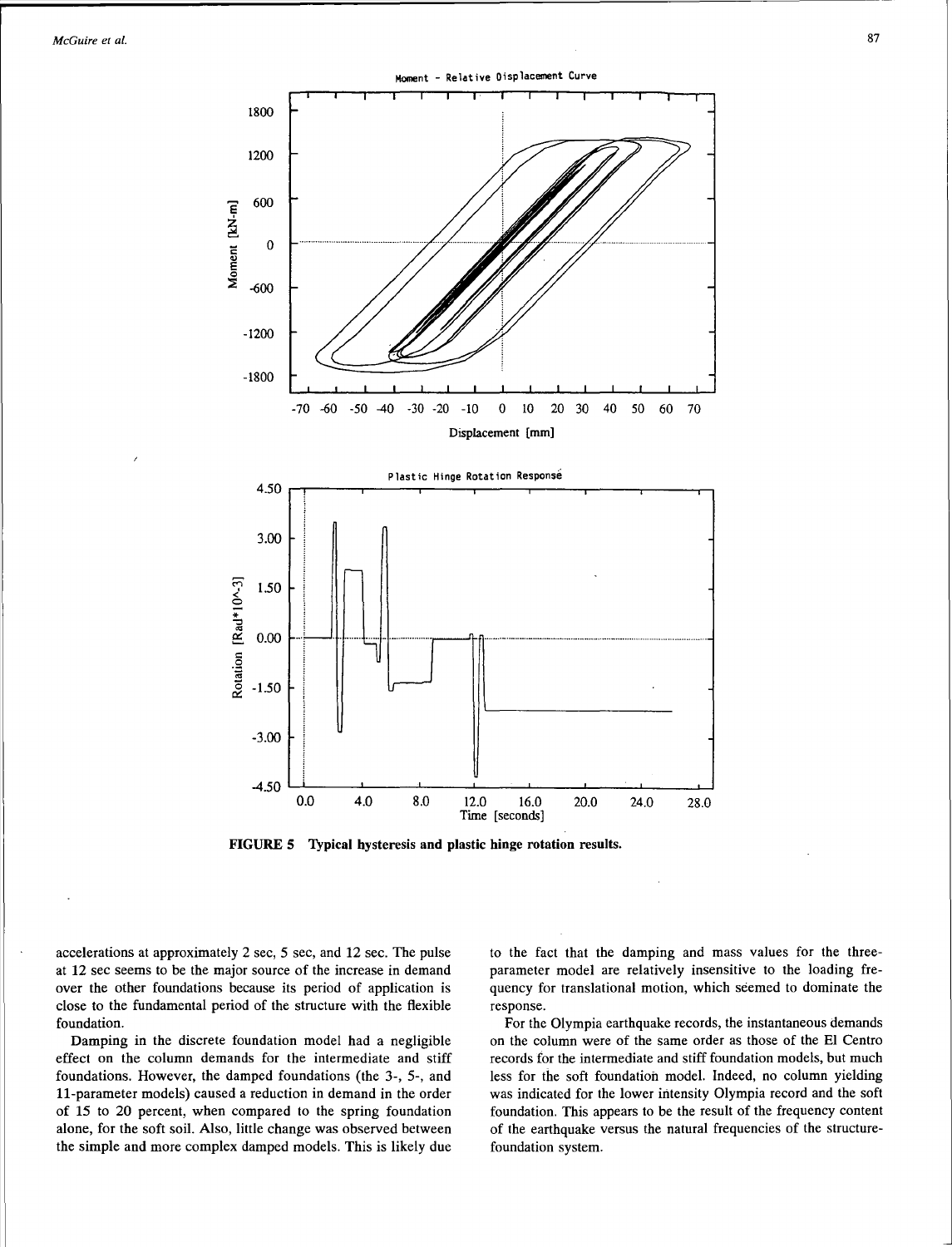FIGURE 5 Typical hysteresis and plastic hinge rotation results.

accelerations at approximately 2 sec, 5 sec, and 12 sec. The pulse at 12 sec seems to be the major source of the increase in demand over the other foundations because its period of application is close to the fundamental period of the structure with the flexible foundation.

Damping in the discrete foundation model had a negligible effect on the column demands for the intermediate and stiff foundations. However, the damped foundations (the 3-, 5-, and 11-parameter models) caused a reduction in demand in the order of 15 to 20 percent, when compared to the spring foundation alone, for the soft soil. Also, little change was observed between the simple and more complex damped models. This is likely due to the fact that the damping and mass values for the three-parameter model are relatively insensitive to the loading frequency for translational motion, which seemed to dominate the response.

For the Olympia earthquake records, the instantaneous demands on the column were of the same order as those of the El Centro records for the intermediate and stiff foundation models, but much less for the soft foundation model. Indeed, no column yielding was indicated for the lower intensity Olympia record and the soft foundation. This appears to be the result of the frequency content of the earthquake versus the natural frequencies of the structure-foundation system.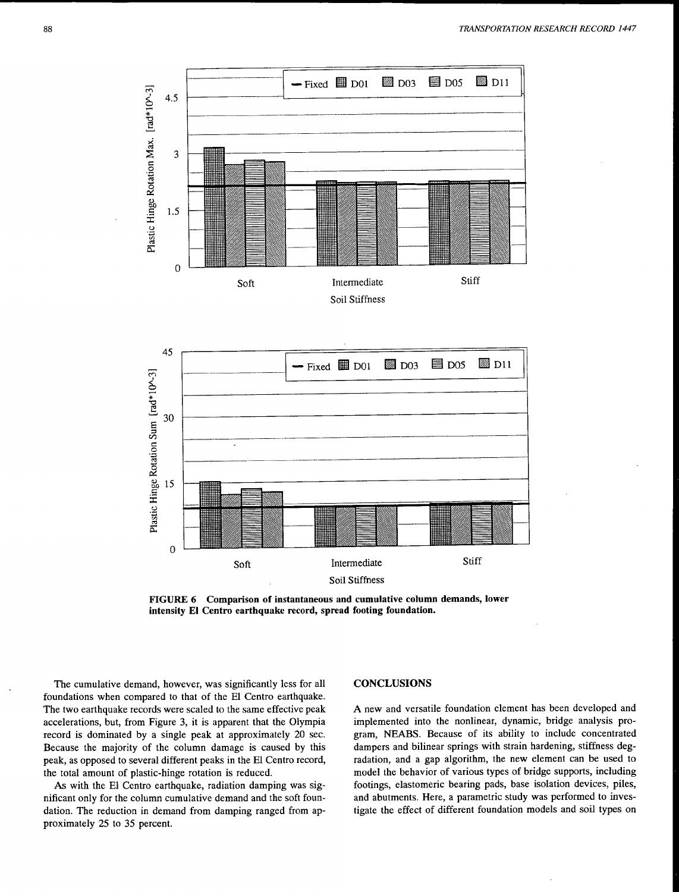FIGURE 6 Comparison of instantaneous and cumulative column demands, lower intensity El Centro earthquake record, spread footing foundation.

The cumulative demand, however, was significantly less for all foundations when compared to that of the El Centro earthquake. The two earthquake records were scaled to the same effective peak accelerations, but, from Figure 3, it is apparent that the Olympia record is dominated by a single peak at approximately 20 sec. Because the majority of the column damage is caused by this peak, as opposed to several different peaks in the El Centro record, the total amount of plastic-hinge rotation is reduced.

As with the El Centro earthquake, radiation damping was significant only for the column cumulative demand and the soft foundation. The reduction in demand from damping ranged from approximately 25 to 35 percent.

## CONCLUSIONS

A new and versatile foundation element has been developed and implemented into the nonlinear, dynamic, bridge analysis program, NEABS. Because of its ability to include concentrated dampers and bilinear springs with strain hardening, stiffness degradation, and a gap algorithm, the new element can be used to model the behavior of various types of bridge supports, including footings, elastomeric bearing pads, base isolation devices, piles, and abutments. Here, a parametric study was performed to investigate the effect of different foundation models and soil types on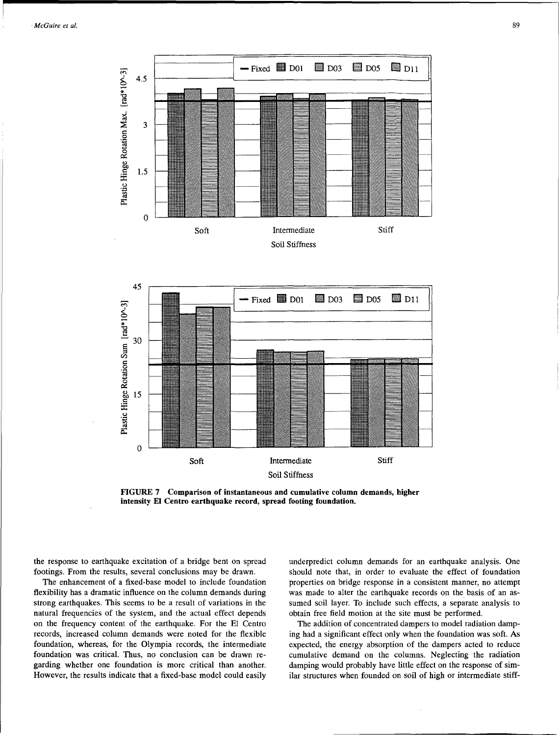FIGURE 7 Comparison of instantaneous and cumulative column demands, higher intensity El Centro earthquake record, spread footing foundation.

the response to earthquake excitation of a bridge bent on spread footings. From the results, several conclusions may be drawn.

The enhancement of a fixed-base model to include foundation flexibility has a dramatic influence on the column demands during strong earthquakes. This seems to be a result of variations in the natural frequencies of the system, and the actual effect depends on the frequency content of the earthquake. For the El Centro records, increased column demands were noted for the flexible foundation, whereas, for the Olympia records, the intermediate foundation was critical. Thus, no conclusion can be drawn regarding whether one foundation is more critical than another. However, the results indicate that a fixed-base model could easily underpredict column demands for an earthquake analysis. One should note that, in order to evaluate the effect of foundation properties on bridge response in a consistent manner, no attempt was made to alter the earthquake records on the basis of an assumed soil layer. To include such effects, a separate analysis to obtain free field motion at the site must be performed.

The addition of concentrated dampers to model radiation damping had a significant effect only when the foundation was soft. As expected, the energy absorption of the dampers acted to reduce cumulative demand on the columns. Neglecting the radiation damping would probably have little effect on the response of similar structures when founded on soil of high or intermediate stiff-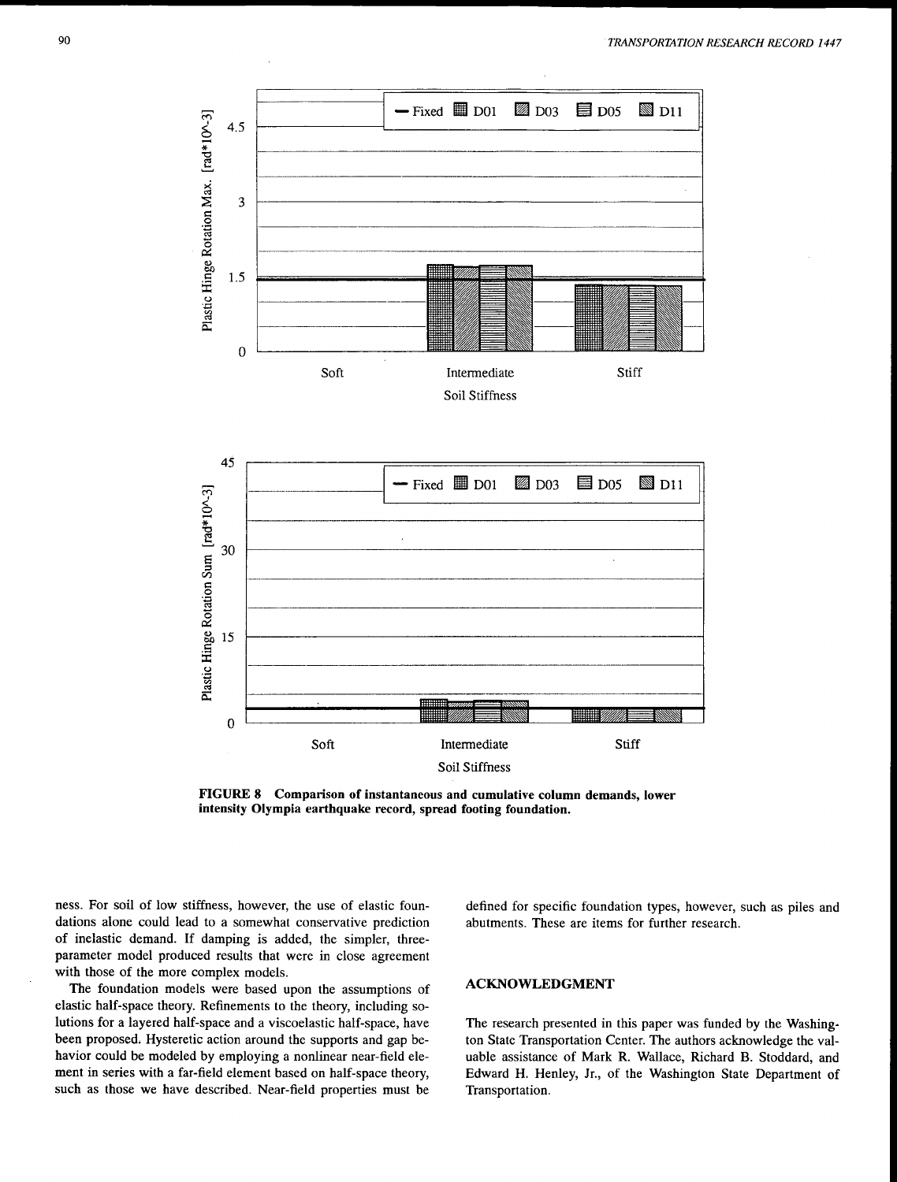FIGURE 8 Comparison of instantaneous and cumulative column demands, lower intensity Olympia earthquake record, spread footing foundation.

ness. For soil of low stiffness, however, the use of elastic foundations alone could lead to a somewhat conservative prediction of inelastic demand. If damping is added, the simpler, three-parameter model produced results that were in close agreement with those of the more complex models.

The foundation models were based upon the assumptions of elastic half-space theory. Refinements to the theory, including solutions for a layered half-space and a viscoelastic half-space, have been proposed. Hysteretic action around the supports and gap behavior could be modeled by employing a nonlinear near-field element in series with a far-field element based on half-space theory, such as those we have described. Near-field properties must be defined for specific foundation types, however, such as piles and abutments. These are items for further research.

## ACKNOWLEDGMENT

The research presented in this paper was funded by the Washington State Transportation Center. The authors acknowledge the valuable assistance of Mark R. Wallace, Richard B. Stoddard, and Edward H. Henley, Jr., of the Washington State Department of Transportation.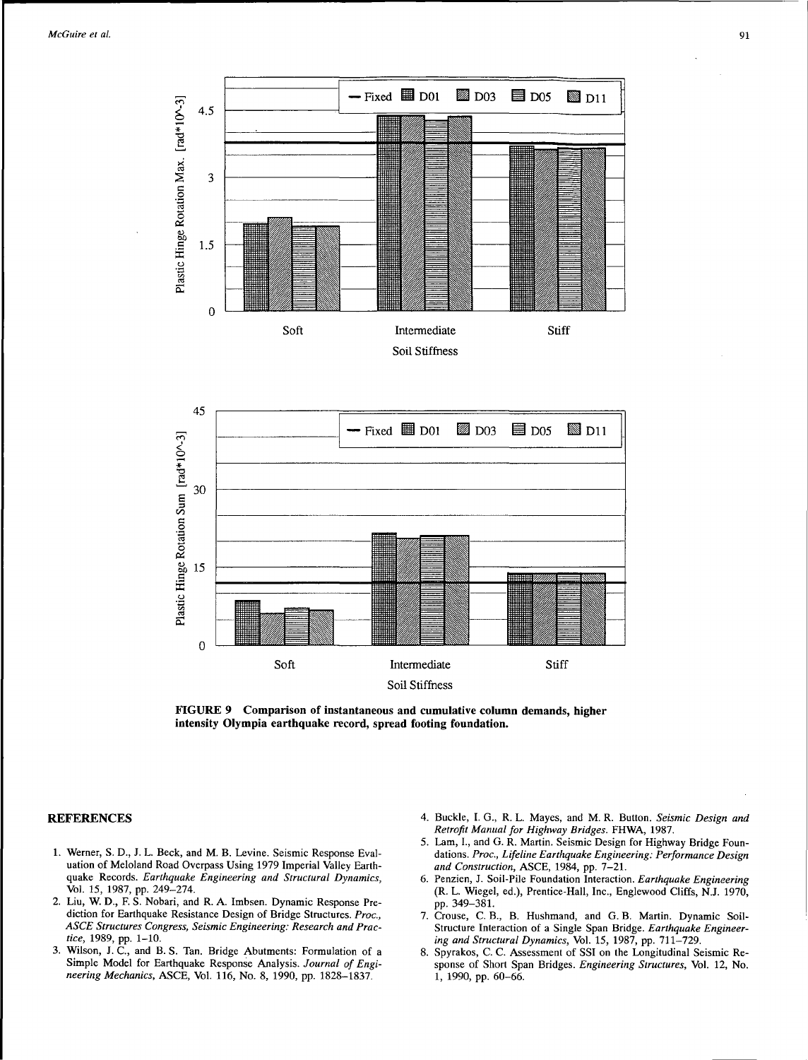FIGURE 9 Comparison of instantaneous and cumulative column demands, higher intensity Olympia earthquake record, spread footing foundation.

## REFERENCES

1. Werner, S. D., J. L. Beck, and M. B. Levine. Seismic Response Evaluation of Meloland Road Overpass Using 1979 Imperial Valley Earthquake Records. *Earthquake Engineering and Structural Dynamics*, Vol. 15, 1987, pp. 249–274.
2. Liu, W. D., F. S. Nobari, and R. A. Imbsen. Dynamic Response Prediction for Earthquake Resistance Design of Bridge Structures. *Proc., ASCE Structures Congress, Seismic Engineering: Research and Practice*, 1989, pp. 1–10.
3. Wilson, J. C., and B. S. Tan. Bridge Abutments: Formulation of a Simple Model for Earthquake Response Analysis. *Journal of Engineering Mechanics*, ASCE, Vol. 116, No. 8, 1990, pp. 1828–1837.
4. Buckle, I. G., R. L. Mayes, and M. R. Button. *Seismic Design and Retrofit Manual for Highway Bridges*. FHWA, 1987.
5. Lam, I., and G. R. Martin. Seismic Design for Highway Bridge Foundations. *Proc., Lifeline Earthquake Engineering: Performance Design and Construction*, ASCE, 1984, pp. 7–21.
6. Penzien, J. Soil-Pile Foundation Interaction. *Earthquake Engineering* (R. L. Wiegel, ed.), Prentice-Hall, Inc., Englewood Cliffs, N.J. 1970, pp. 349–381.
7. Crouse, C. B., B. Hushmand, and G. B. Martin. Dynamic Soil-Structure Interaction of a Single Span Bridge. *Earthquake Engineering and Structural Dynamics*, Vol. 15, 1987, pp. 711–729.
8. Spyrakos, C. C. Assessment of SSI on the Longitudinal Seismic Response of Short Span Bridges. *Engineering Structures*, Vol. 12, No. 1, 1990, pp. 60–66.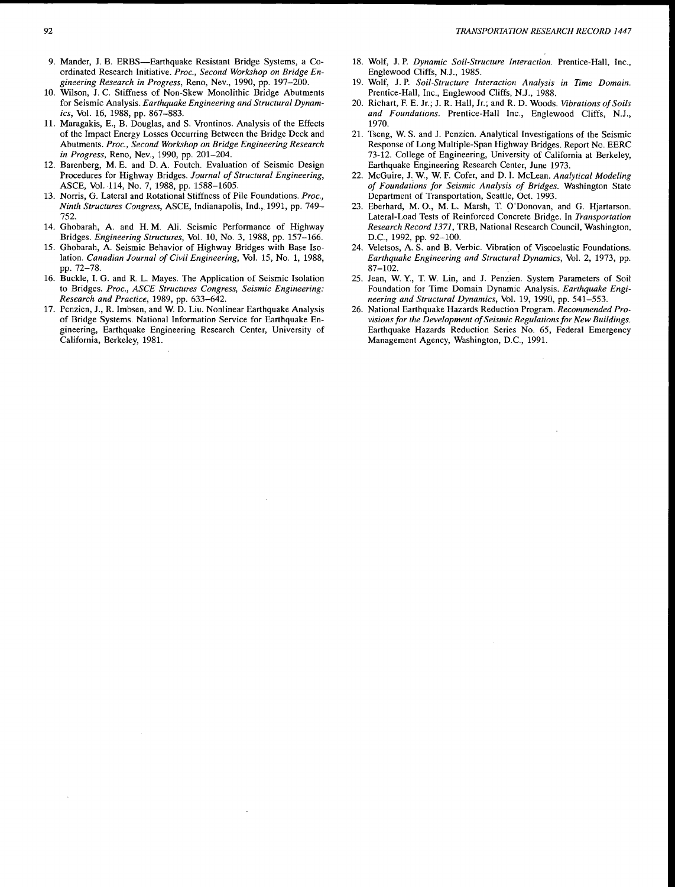9. Mander, J. B. ERBS—Earthquake Resistant Bridge Systems, a Coordinated Research Initiative. *Proc., Second Workshop on Bridge Engineering Research in Progress*, Reno, Nev., 1990, pp. 197–200.
10. Wilson, J. C. Stiffness of Non-Skew Monolithic Bridge Abutments for Seismic Analysis. *Earthquake Engineering and Structural Dynamics*, Vol. 16, 1988, pp. 867–883.
11. Maragakis, E., B. Douglas, and S. Vrontinos. Analysis of the Effects of the Impact Energy Losses Occurring Between the Bridge Deck and Abutments. *Proc., Second Workshop on Bridge Engineering Research in Progress*, Reno, Nev., 1990, pp. 201–204.
12. Barenberg, M. E. and D. A. Foutch. Evaluation of Seismic Design Procedures for Highway Bridges. *Journal of Structural Engineering*, ASCE, Vol. 114, No. 7, 1988, pp. 1588–1605.
13. Norris, G. Lateral and Rotational Stiffness of Pile Foundations. *Proc., Ninth Structures Congress*, ASCE, Indianapolis, Ind., 1991, pp. 749–752.
14. Ghobarah, A. and H. M. Ali. Seismic Performance of Highway Bridges. *Engineering Structures*, Vol. 10, No. 3, 1988, pp. 157–166.
15. Ghobarah, A. Seismic Behavior of Highway Bridges with Base Isolation. *Canadian Journal of Civil Engineering*, Vol. 15, No. 1, 1988, pp. 72–78.
16. Buckle, I. G. and R. L. Mayes. The Application of Seismic Isolation to Bridges. *Proc., ASCE Structures Congress, Seismic Engineering: Research and Practice*, 1989, pp. 633–642.
17. Penzien, J., R. Imbsen, and W. D. Liu. Nonlinear Earthquake Analysis of Bridge Systems. National Information Service for Earthquake Engineering, Earthquake Engineering Research Center, University of California, Berkeley, 1981.
18. Wolf, J. P. *Dynamic Soil-Structure Interaction*. Prentice-Hall, Inc., Englewood Cliffs, N.J., 1985.
19. Wolf, J. P. *Soil-Structure Interaction Analysis in Time Domain*. Prentice-Hall, Inc., Englewood Cliffs, N.J., 1988.
20. Richart, F. E. Jr.; J. R. Hall, Jr.; and R. D. Woods. *Vibrations of Soils and Foundations*. Prentice-Hall Inc., Englewood Cliffs, N.J., 1970.
21. Tseng, W. S. and J. Penzien. Analytical Investigations of the Seismic Response of Long Multiple-Span Highway Bridges. Report No. EERC 73-12. College of Engineering, University of California at Berkeley, Earthquake Engineering Research Center, June 1973.
22. McGuire, J. W., W. F. Cofer, and D. I. McLean. *Analytical Modeling of Foundations for Seismic Analysis of Bridges*. Washington State Department of Transportation, Seattle, Oct. 1993.
23. Eberhard, M. O., M. L. Marsh, T. O'Donovan, and G. Hjartarson. Lateral-Load Tests of Reinforced Concrete Bridge. In *Transportation Research Record 1371*, TRB, National Research Council, Washington, D.C., 1992, pp. 92–100.
24. Veletsos, A. S. and B. Verbic. Vibration of Viscoelastic Foundations. *Earthquake Engineering and Structural Dynamics*, Vol. 2, 1973, pp. 87–102.
25. Jean, W. Y., T. W. Lin, and J. Penzien. System Parameters of Soil Foundation for Time Domain Dynamic Analysis. *Earthquake Engineering and Structural Dynamics*, Vol. 19, 1990, pp. 541–553.
26. National Earthquake Hazards Reduction Program. *Recommended Provisions for the Development of Seismic Regulations for New Buildings*. Earthquake Hazards Reduction Series No. 65, Federal Emergency Management Agency, Washington, D.C., 1991.